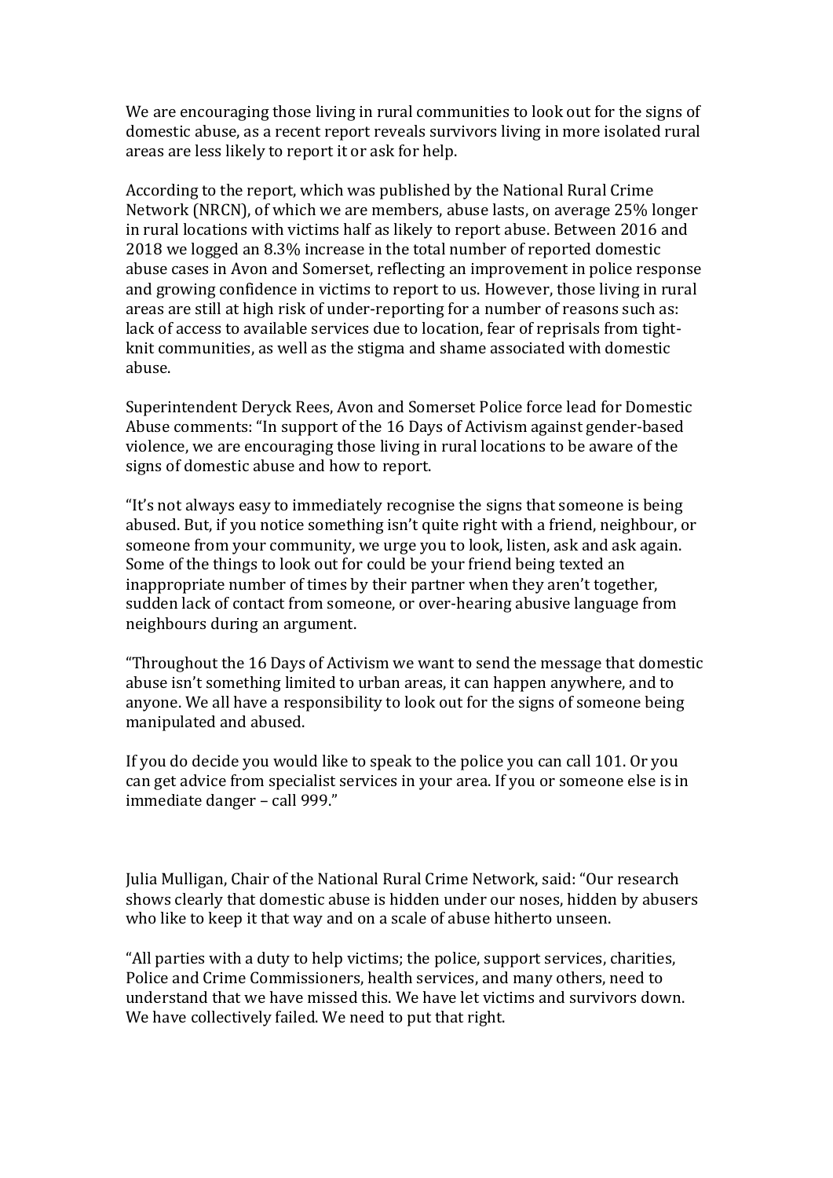We are encouraging those living in rural communities to look out for the signs of domestic abuse, as a recent report reveals survivors living in more isolated rural areas are less likely to report it or ask for help.

According to the report, which was published by the National Rural Crime Network (NRCN), of which we are members, abuse lasts, on average 25% longer in rural locations with victims half as likely to report abuse. Between 2016 and 2018 we logged an 8.3% increase in the total number of reported domestic abuse cases in Avon and Somerset, reflecting an improvement in police response and growing confidence in victims to report to us. However, those living in rural areas are still at high risk of under-reporting for a number of reasons such as: lack of access to available services due to location, fear of reprisals from tight-knit communities, as well as the stigma and shame associated with domestic abuse.

Superintendent Deryck Rees, Avon and Somerset Police force lead for Domestic Abuse comments: "In support of the 16 Days of Activism against gender-based violence, we are encouraging those living in rural locations to be aware of the signs of domestic abuse and how to report.

"It's not always easy to immediately recognise the signs that someone is being abused. But, if you notice something isn't quite right with a friend, neighbour, or someone from your community, we urge you to look, listen, ask and ask again. Some of the things to look out for could be your friend being texted an inappropriate number of times by their partner when they aren't together, sudden lack of contact from someone, or over-hearing abusive language from neighbours during an argument.

"Throughout the 16 Days of Activism we want to send the message that domestic abuse isn't something limited to urban areas, it can happen anywhere, and to anyone. We all have a responsibility to look out for the signs of someone being manipulated and abused.

If you do decide you would like to speak to the police you can call 101. Or you can get advice from specialist services in your area. If you or someone else is in immediate danger – call 999."

Julia Mulligan, Chair of the National Rural Crime Network, said: "Our research shows clearly that domestic abuse is hidden under our noses, hidden by abusers who like to keep it that way and on a scale of abuse hitherto unseen.

"All parties with a duty to help victims; the police, support services, charities, Police and Crime Commissioners, health services, and many others, need to understand that we have missed this. We have let victims and survivors down. We have collectively failed. We need to put that right.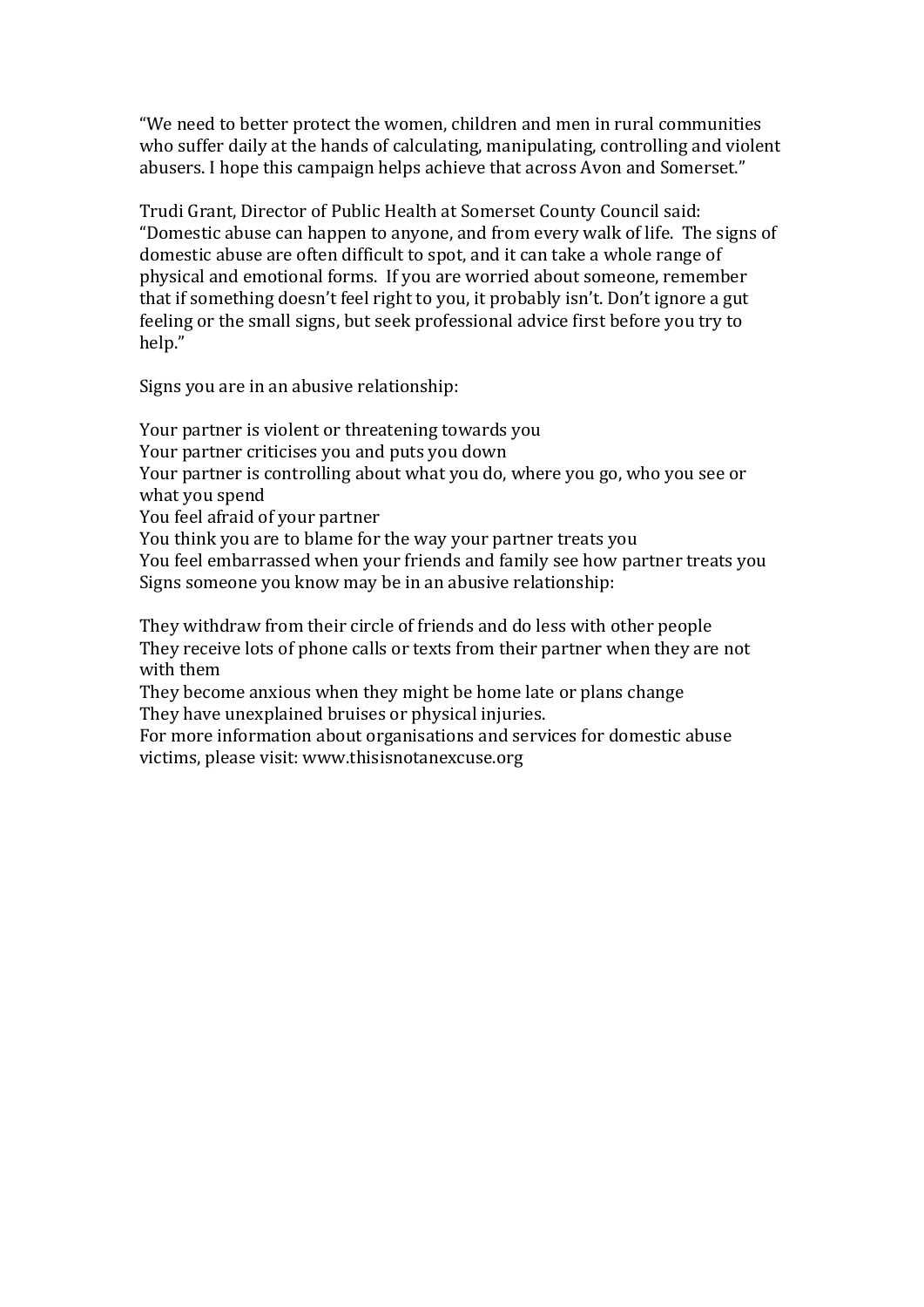"We need to better protect the women, children and men in rural communities who suffer daily at the hands of calculating, manipulating, controlling and violent abusers. I hope this campaign helps achieve that across Avon and Somerset."

Trudi Grant, Director of Public Health at Somerset County Council said: "Domestic abuse can happen to anyone, and from every walk of life. The signs of domestic abuse are often difficult to spot, and it can take a whole range of physical and emotional forms. If you are worried about someone, remember that if something doesn't feel right to you, it probably isn't. Don't ignore a gut feeling or the small signs, but seek professional advice first before you try to help."

Signs you are in an abusive relationship:

Your partner is violent or threatening towards you
Your partner criticises you and puts you down
Your partner is controlling about what you do, where you go, who you see or what you spend
You feel afraid of your partner
You think you are to blame for the way your partner treats you
You feel embarrassed when your friends and family see how partner treats you
Signs someone you know may be in an abusive relationship:

They withdraw from their circle of friends and do less with other people
They receive lots of phone calls or texts from their partner when they are not with them
They become anxious when they might be home late or plans change
They have unexplained bruises or physical injuries.
For more information about organisations and services for domestic abuse victims, please visit: www.thisisnotanexcuse.org